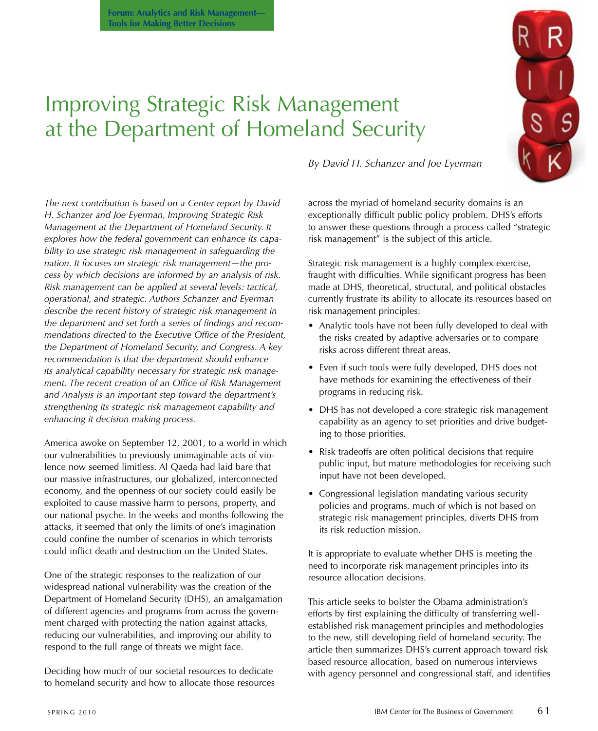Forum: Analytics and Risk Management—Tools for Making Better Decisions

# Improving Strategic Risk Management at the Department of Homeland Security

*By David H. Schanzer and Joe Eyerman*

*The next contribution is based on a Center report by David H. Schanzer and Joe Eyerman, Improving Strategic Risk Management at the Department of Homeland Security. It explores how the federal government can enhance its capability to use strategic risk management in safeguarding the nation. It focuses on strategic risk management—the process by which decisions are informed by an analysis of risk. Risk management can be applied at several levels: tactical, operational, and strategic. Authors Schanzer and Eyerman describe the recent history of strategic risk management in the department and set forth a series of findings and recommendations directed to the Executive Office of the President, the Department of Homeland Security, and Congress. A key recommendation is that the department should enhance its analytical capability necessary for strategic risk management. The recent creation of an Office of Risk Management and Analysis is an important step toward the department's strengthening its strategic risk management capability and enhancing it decision making process.*

America awoke on September 12, 2001, to a world in which our vulnerabilities to previously unimaginable acts of violence now seemed limitless. Al Qaeda had laid bare that our massive infrastructures, our globalized, interconnected economy, and the openness of our society could easily be exploited to cause massive harm to persons, property, and our national psyche. In the weeks and months following the attacks, it seemed that only the limits of one's imagination could confine the number of scenarios in which terrorists could inflict death and destruction on the United States.

One of the strategic responses to the realization of our widespread national vulnerability was the creation of the Department of Homeland Security (DHS), an amalgamation of different agencies and programs from across the government charged with protecting the nation against attacks, reducing our vulnerabilities, and improving our ability to respond to the full range of threats we might face.

Deciding how much of our societal resources to dedicate to homeland security and how to allocate those resources across the myriad of homeland security domains is an exceptionally difficult public policy problem. DHS's efforts to answer these questions through a process called "strategic risk management" is the subject of this article.

Strategic risk management is a highly complex exercise, fraught with difficulties. While significant progress has been made at DHS, theoretical, structural, and political obstacles currently frustrate its ability to allocate its resources based on risk management principles:

- Analytic tools have not been fully developed to deal with the risks created by adaptive adversaries or to compare risks across different threat areas.
- Even if such tools were fully developed, DHS does not have methods for examining the effectiveness of their programs in reducing risk.
- DHS has not developed a core strategic risk management capability as an agency to set priorities and drive budgeting to those priorities.
- Risk tradeoffs are often political decisions that require public input, but mature methodologies for receiving such input have not been developed.
- Congressional legislation mandating various security policies and programs, much of which is not based on strategic risk management principles, diverts DHS from its risk reduction mission.

It is appropriate to evaluate whether DHS is meeting the need to incorporate risk management principles into its resource allocation decisions.

This article seeks to bolster the Obama administration's efforts by first explaining the difficulty of transferring well-established risk management principles and methodologies to the new, still developing field of homeland security. The article then summarizes DHS's current approach toward risk based resource allocation, based on numerous interviews with agency personnel and congressional staff, and identifies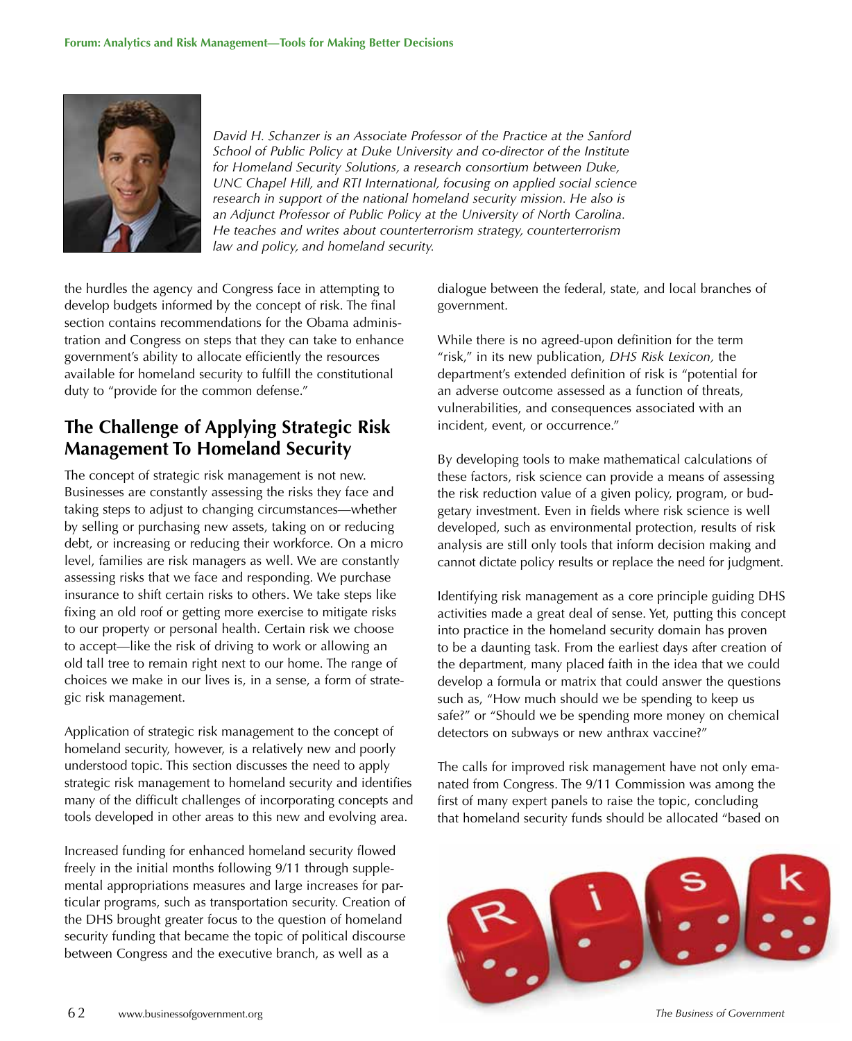*David H. Schanzer is an Associate Professor of the Practice at the Sanford School of Public Policy at Duke University and co-director of the Institute for Homeland Security Solutions, a research consortium between Duke, UNC Chapel Hill, and RTI International, focusing on applied social science research in support of the national homeland security mission. He also is an Adjunct Professor of Public Policy at the University of North Carolina. He teaches and writes about counterterrorism strategy, counterterrorism law and policy, and homeland security.*

the hurdles the agency and Congress face in attempting to develop budgets informed by the concept of risk. The final section contains recommendations for the Obama administration and Congress on steps that they can take to enhance government's ability to allocate efficiently the resources available for homeland security to fulfill the constitutional duty to "provide for the common defense."

## The Challenge of Applying Strategic Risk Management To Homeland Security

The concept of strategic risk management is not new. Businesses are constantly assessing the risks they face and taking steps to adjust to changing circumstances—whether by selling or purchasing new assets, taking on or reducing debt, or increasing or reducing their workforce. On a micro level, families are risk managers as well. We are constantly assessing risks that we face and responding. We purchase insurance to shift certain risks to others. We take steps like fixing an old roof or getting more exercise to mitigate risks to our property or personal health. Certain risk we choose to accept—like the risk of driving to work or allowing an old tall tree to remain right next to our home. The range of choices we make in our lives is, in a sense, a form of strategic risk management.

Application of strategic risk management to the concept of homeland security, however, is a relatively new and poorly understood topic. This section discusses the need to apply strategic risk management to homeland security and identifies many of the difficult challenges of incorporating concepts and tools developed in other areas to this new and evolving area.

Increased funding for enhanced homeland security flowed freely in the initial months following 9/11 through supplemental appropriations measures and large increases for particular programs, such as transportation security. Creation of the DHS brought greater focus to the question of homeland security funding that became the topic of political discourse between Congress and the executive branch, as well as a dialogue between the federal, state, and local branches of government.

While there is no agreed-upon definition for the term "risk," in its new publication, *DHS Risk Lexicon,* the department's extended definition of risk is "potential for an adverse outcome assessed as a function of threats, vulnerabilities, and consequences associated with an incident, event, or occurrence."

By developing tools to make mathematical calculations of these factors, risk science can provide a means of assessing the risk reduction value of a given policy, program, or budgetary investment. Even in fields where risk science is well developed, such as environmental protection, results of risk analysis are still only tools that inform decision making and cannot dictate policy results or replace the need for judgment.

Identifying risk management as a core principle guiding DHS activities made a great deal of sense. Yet, putting this concept into practice in the homeland security domain has proven to be a daunting task. From the earliest days after creation of the department, many placed faith in the idea that we could develop a formula or matrix that could answer the questions such as, "How much should we be spending to keep us safe?" or "Should we be spending more money on chemical detectors on subways or new anthrax vaccine?"

The calls for improved risk management have not only emanated from Congress. The 9/11 Commission was among the first of many expert panels to raise the topic, concluding that homeland security funds should be allocated "based on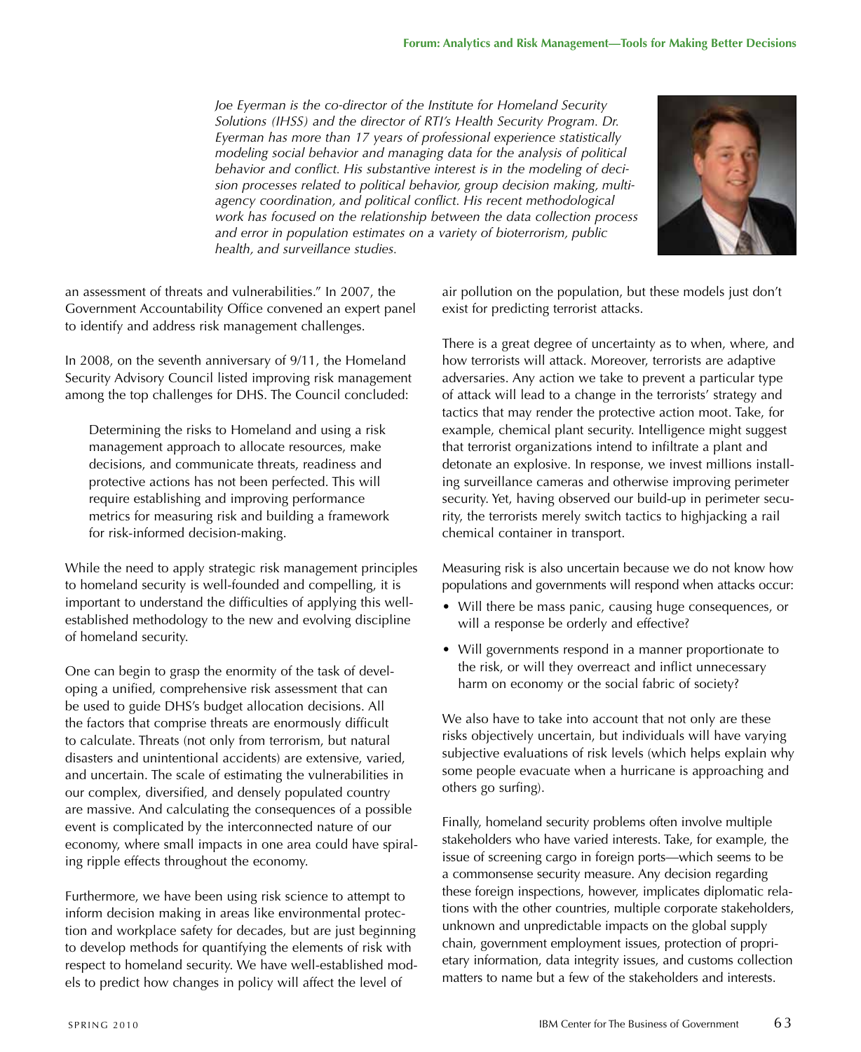*Joe Eyerman is the co-director of the Institute for Homeland Security Solutions (IHSS) and the director of RTI's Health Security Program. Dr. Eyerman has more than 17 years of professional experience statistically modeling social behavior and managing data for the analysis of political behavior and conflict. His substantive interest is in the modeling of decision processes related to political behavior, group decision making, multi-agency coordination, and political conflict. His recent methodological work has focused on the relationship between the data collection process and error in population estimates on a variety of bioterrorism, public health, and surveillance studies.*

an assessment of threats and vulnerabilities." In 2007, the Government Accountability Office convened an expert panel to identify and address risk management challenges.

In 2008, on the seventh anniversary of 9/11, the Homeland Security Advisory Council listed improving risk management among the top challenges for DHS. The Council concluded:

> Determining the risks to Homeland and using a risk management approach to allocate resources, make decisions, and communicate threats, readiness and protective actions has not been perfected. This will require establishing and improving performance metrics for measuring risk and building a framework for risk-informed decision-making.

While the need to apply strategic risk management principles to homeland security is well-founded and compelling, it is important to understand the difficulties of applying this well-established methodology to the new and evolving discipline of homeland security.

One can begin to grasp the enormity of the task of developing a unified, comprehensive risk assessment that can be used to guide DHS's budget allocation decisions. All the factors that comprise threats are enormously difficult to calculate. Threats (not only from terrorism, but natural disasters and unintentional accidents) are extensive, varied, and uncertain. The scale of estimating the vulnerabilities in our complex, diversified, and densely populated country are massive. And calculating the consequences of a possible event is complicated by the interconnected nature of our economy, where small impacts in one area could have spiraling ripple effects throughout the economy.

Furthermore, we have been using risk science to attempt to inform decision making in areas like environmental protection and workplace safety for decades, but are just beginning to develop methods for quantifying the elements of risk with respect to homeland security. We have well-established models to predict how changes in policy will affect the level of air pollution on the population, but these models just don't exist for predicting terrorist attacks.

There is a great degree of uncertainty as to when, where, and how terrorists will attack. Moreover, terrorists are adaptive adversaries. Any action we take to prevent a particular type of attack will lead to a change in the terrorists' strategy and tactics that may render the protective action moot. Take, for example, chemical plant security. Intelligence might suggest that terrorist organizations intend to infiltrate a plant and detonate an explosive. In response, we invest millions installing surveillance cameras and otherwise improving perimeter security. Yet, having observed our build-up in perimeter security, the terrorists merely switch tactics to highjacking a rail chemical container in transport.

Measuring risk is also uncertain because we do not know how populations and governments will respond when attacks occur:

- Will there be mass panic, causing huge consequences, or will a response be orderly and effective?
- Will governments respond in a manner proportionate to the risk, or will they overreact and inflict unnecessary harm on economy or the social fabric of society?

We also have to take into account that not only are these risks objectively uncertain, but individuals will have varying subjective evaluations of risk levels (which helps explain why some people evacuate when a hurricane is approaching and others go surfing).

Finally, homeland security problems often involve multiple stakeholders who have varied interests. Take, for example, the issue of screening cargo in foreign ports—which seems to be a commonsense security measure. Any decision regarding these foreign inspections, however, implicates diplomatic relations with the other countries, multiple corporate stakeholders, unknown and unpredictable impacts on the global supply chain, government employment issues, protection of proprietary information, data integrity issues, and customs collection matters to name but a few of the stakeholders and interests.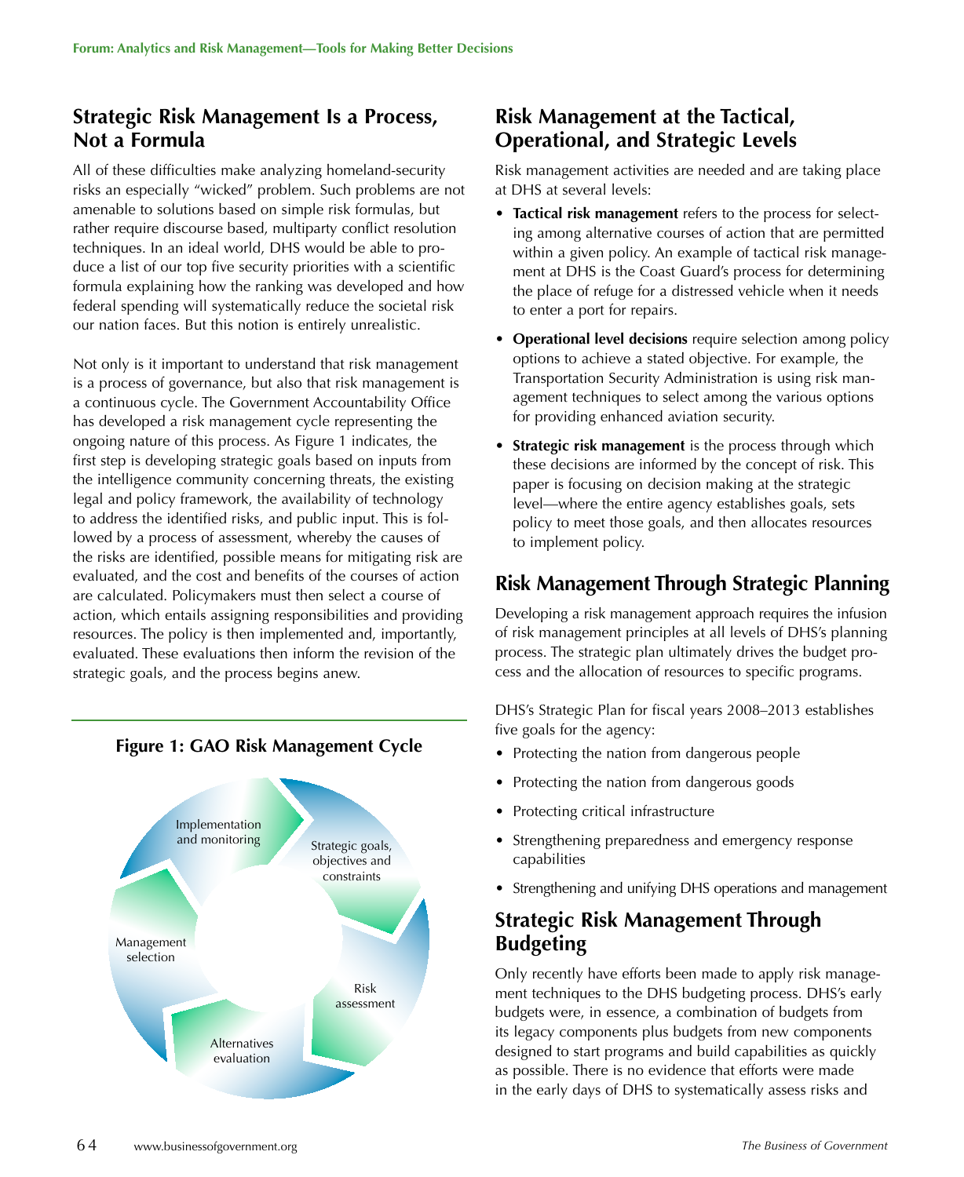## Strategic Risk Management Is a Process, Not a Formula

All of these difficulties make analyzing homeland-security risks an especially "wicked" problem. Such problems are not amenable to solutions based on simple risk formulas, but rather require discourse based, multiparty conflict resolution techniques. In an ideal world, DHS would be able to produce a list of our top five security priorities with a scientific formula explaining how the ranking was developed and how federal spending will systematically reduce the societal risk our nation faces. But this notion is entirely unrealistic.

Not only is it important to understand that risk management is a process of governance, but also that risk management is a continuous cycle. The Government Accountability Office has developed a risk management cycle representing the ongoing nature of this process. As Figure 1 indicates, the first step is developing strategic goals based on inputs from the intelligence community concerning threats, the existing legal and policy framework, the availability of technology to address the identified risks, and public input. This is followed by a process of assessment, whereby the causes of the risks are identified, possible means for mitigating risk are evaluated, and the cost and benefits of the courses of action are calculated. Policymakers must then select a course of action, which entails assigning responsibilities and providing resources. The policy is then implemented and, importantly, evaluated. These evaluations then inform the revision of the strategic goals, and the process begins anew.

**Figure 1: GAO Risk Management Cycle**

Strategic goals, objectives and constraints → Risk assessment → Alternatives evaluation → Management selection → Implementation and monitoring

## Risk Management at the Tactical, Operational, and Strategic Levels

Risk management activities are needed and are taking place at DHS at several levels:

- **Tactical risk management** refers to the process for selecting among alternative courses of action that are permitted within a given policy. An example of tactical risk management at DHS is the Coast Guard's process for determining the place of refuge for a distressed vehicle when it needs to enter a port for repairs.
- **Operational level decisions** require selection among policy options to achieve a stated objective. For example, the Transportation Security Administration is using risk management techniques to select among the various options for providing enhanced aviation security.
- **Strategic risk management** is the process through which these decisions are informed by the concept of risk. This paper is focusing on decision making at the strategic level—where the entire agency establishes goals, sets policy to meet those goals, and then allocates resources to implement policy.

## Risk Management Through Strategic Planning

Developing a risk management approach requires the infusion of risk management principles at all levels of DHS's planning process. The strategic plan ultimately drives the budget process and the allocation of resources to specific programs.

DHS's Strategic Plan for fiscal years 2008–2013 establishes five goals for the agency:

- Protecting the nation from dangerous people
- Protecting the nation from dangerous goods
- Protecting critical infrastructure
- Strengthening preparedness and emergency response capabilities
- Strengthening and unifying DHS operations and management

## Strategic Risk Management Through Budgeting

Only recently have efforts been made to apply risk management techniques to the DHS budgeting process. DHS's early budgets were, in essence, a combination of budgets from its legacy components plus budgets from new components designed to start programs and build capabilities as quickly as possible. There is no evidence that efforts were made in the early days of DHS to systematically assess risks and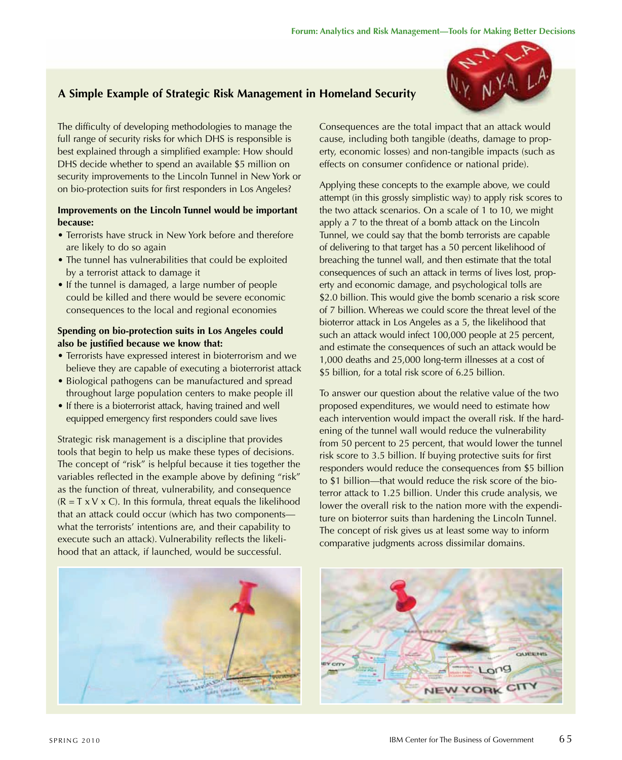## A Simple Example of Strategic Risk Management in Homeland Security

The difficulty of developing methodologies to manage the full range of security risks for which DHS is responsible is best explained through a simplified example: How should DHS decide whether to spend an available $5 million on security improvements to the Lincoln Tunnel in New York or on bio-protection suits for first responders in Los Angeles?

**Improvements on the Lincoln Tunnel would be important because:**

- Terrorists have struck in New York before and therefore are likely to do so again
- The tunnel has vulnerabilities that could be exploited by a terrorist attack to damage it
- If the tunnel is damaged, a large number of people could be killed and there would be severe economic consequences to the local and regional economies

**Spending on bio-protection suits in Los Angeles could also be justified because we know that:**

- Terrorists have expressed interest in bioterrorism and we believe they are capable of executing a bioterrorist attack
- Biological pathogens can be manufactured and spread throughout large population centers to make people ill
- If there is a bioterrorist attack, having trained and well equipped emergency first responders could save lives

Strategic risk management is a discipline that provides tools that begin to help us make these types of decisions. The concept of "risk" is helpful because it ties together the variables reflected in the example above by defining "risk" as the function of threat, vulnerability, and consequence ($R = T \times V \times C$). In this formula, threat equals the likelihood that an attack could occur (which has two components—what the terrorists' intentions are, and their capability to execute such an attack). Vulnerability reflects the likelihood that an attack, if launched, would be successful. Consequences are the total impact that an attack would cause, including both tangible (deaths, damage to property, economic losses) and non-tangible impacts (such as effects on consumer confidence or national pride).

Applying these concepts to the example above, we could attempt (in this grossly simplistic way) to apply risk scores to the two attack scenarios. On a scale of 1 to 10, we might apply a 7 to the threat of a bomb attack on the Lincoln Tunnel, we could say that the bomb terrorists are capable of delivering to that target has a 50 percent likelihood of breaching the tunnel wall, and then estimate that the total consequences of such an attack in terms of lives lost, property and economic damage, and psychological tolls are $2.0 billion. This would give the bomb scenario a risk score of 7 billion. Whereas we could score the threat level of the bioterror attack in Los Angeles as a 5, the likelihood that such an attack would infect 100,000 people at 25 percent, and estimate the consequences of such an attack would be 1,000 deaths and 25,000 long-term illnesses at a cost of $5 billion, for a total risk score of 6.25 billion.

To answer our question about the relative value of the two proposed expenditures, we would need to estimate how each intervention would impact the overall risk. If the hardening of the tunnel wall would reduce the vulnerability from 50 percent to 25 percent, that would lower the tunnel risk score to 3.5 billion. If buying protective suits for first responders would reduce the consequences from $5 billion to $1 billion—that would reduce the risk score of the bioterror attack to 1.25 billion. Under this crude analysis, we lower the overall risk to the nation more with the expenditure on bioterror suits than hardening the Lincoln Tunnel. The concept of risk gives us at least some way to inform comparative judgments across dissimilar domains.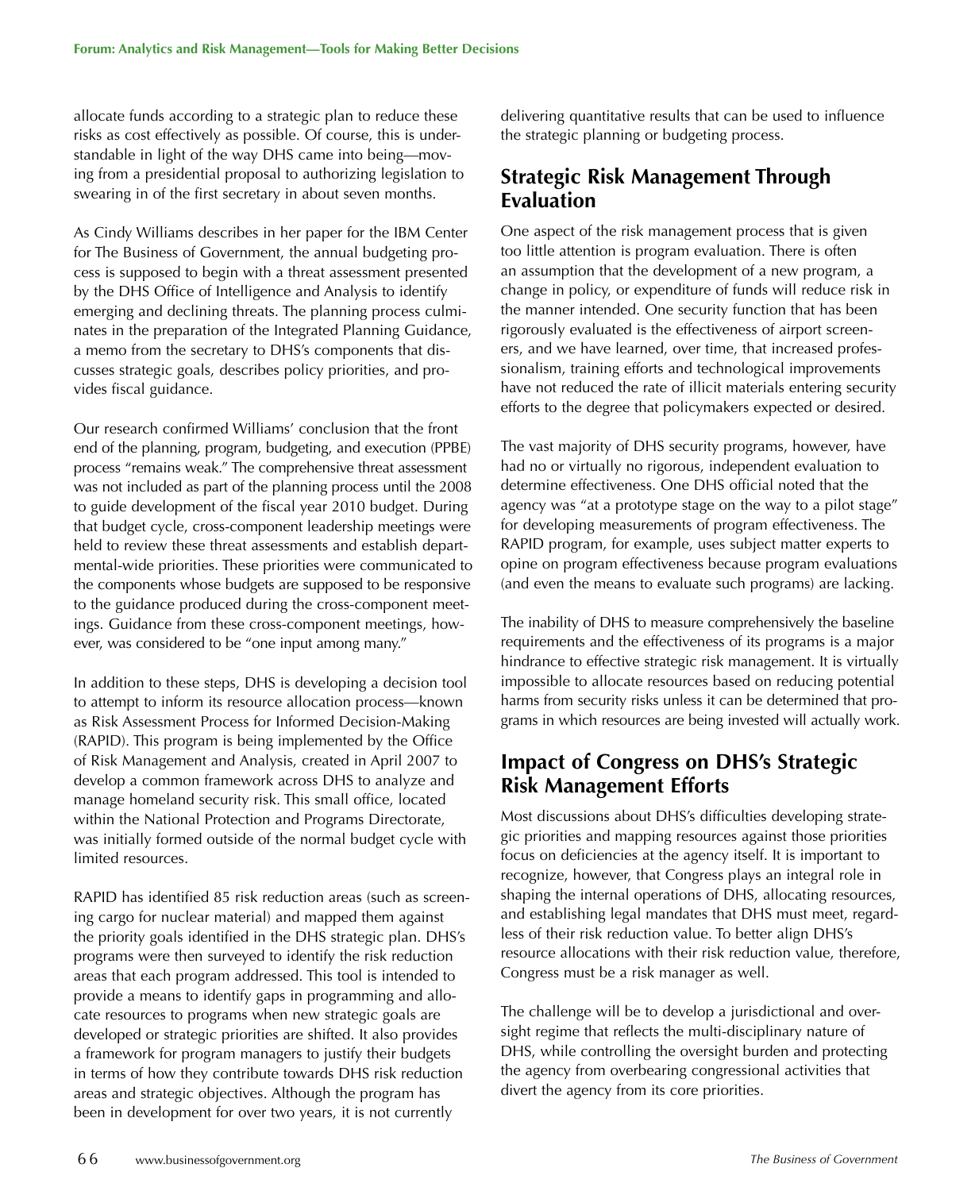allocate funds according to a strategic plan to reduce these risks as cost effectively as possible. Of course, this is understandable in light of the way DHS came into being—moving from a presidential proposal to authorizing legislation to swearing in of the first secretary in about seven months.

As Cindy Williams describes in her paper for the IBM Center for The Business of Government, the annual budgeting process is supposed to begin with a threat assessment presented by the DHS Office of Intelligence and Analysis to identify emerging and declining threats. The planning process culminates in the preparation of the Integrated Planning Guidance, a memo from the secretary to DHS's components that discusses strategic goals, describes policy priorities, and provides fiscal guidance.

Our research confirmed Williams' conclusion that the front end of the planning, program, budgeting, and execution (PPBE) process "remains weak." The comprehensive threat assessment was not included as part of the planning process until the 2008 to guide development of the fiscal year 2010 budget. During that budget cycle, cross-component leadership meetings were held to review these threat assessments and establish departmental-wide priorities. These priorities were communicated to the components whose budgets are supposed to be responsive to the guidance produced during the cross-component meetings. Guidance from these cross-component meetings, however, was considered to be "one input among many."

In addition to these steps, DHS is developing a decision tool to attempt to inform its resource allocation process—known as Risk Assessment Process for Informed Decision-Making (RAPID). This program is being implemented by the Office of Risk Management and Analysis, created in April 2007 to develop a common framework across DHS to analyze and manage homeland security risk. This small office, located within the National Protection and Programs Directorate, was initially formed outside of the normal budget cycle with limited resources.

RAPID has identified 85 risk reduction areas (such as screening cargo for nuclear material) and mapped them against the priority goals identified in the DHS strategic plan. DHS's programs were then surveyed to identify the risk reduction areas that each program addressed. This tool is intended to provide a means to identify gaps in programming and allocate resources to programs when new strategic goals are developed or strategic priorities are shifted. It also provides a framework for program managers to justify their budgets in terms of how they contribute towards DHS risk reduction areas and strategic objectives. Although the program has been in development for over two years, it is not currently delivering quantitative results that can be used to influence the strategic planning or budgeting process.

## Strategic Risk Management Through Evaluation

One aspect of the risk management process that is given too little attention is program evaluation. There is often an assumption that the development of a new program, a change in policy, or expenditure of funds will reduce risk in the manner intended. One security function that has been rigorously evaluated is the effectiveness of airport screeners, and we have learned, over time, that increased professionalism, training efforts and technological improvements have not reduced the rate of illicit materials entering security efforts to the degree that policymakers expected or desired.

The vast majority of DHS security programs, however, have had no or virtually no rigorous, independent evaluation to determine effectiveness. One DHS official noted that the agency was "at a prototype stage on the way to a pilot stage" for developing measurements of program effectiveness. The RAPID program, for example, uses subject matter experts to opine on program effectiveness because program evaluations (and even the means to evaluate such programs) are lacking.

The inability of DHS to measure comprehensively the baseline requirements and the effectiveness of its programs is a major hindrance to effective strategic risk management. It is virtually impossible to allocate resources based on reducing potential harms from security risks unless it can be determined that programs in which resources are being invested will actually work.

## Impact of Congress on DHS's Strategic Risk Management Efforts

Most discussions about DHS's difficulties developing strategic priorities and mapping resources against those priorities focus on deficiencies at the agency itself. It is important to recognize, however, that Congress plays an integral role in shaping the internal operations of DHS, allocating resources, and establishing legal mandates that DHS must meet, regardless of their risk reduction value. To better align DHS's resource allocations with their risk reduction value, therefore, Congress must be a risk manager as well.

The challenge will be to develop a jurisdictional and oversight regime that reflects the multi-disciplinary nature of DHS, while controlling the oversight burden and protecting the agency from overbearing congressional activities that divert the agency from its core priorities.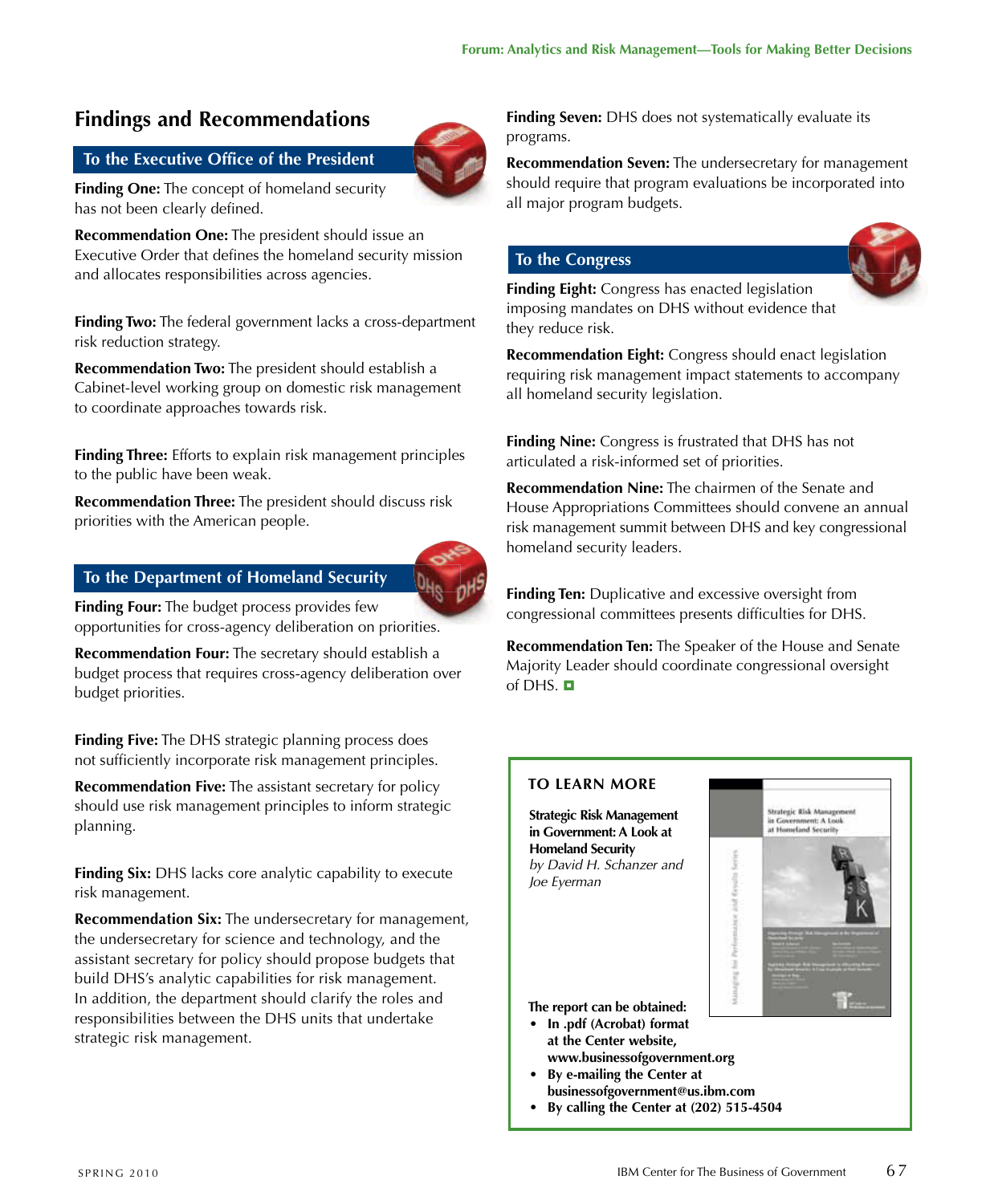## Findings and Recommendations

### To the Executive Office of the President

**Finding One:** The concept of homeland security has not been clearly defined.

**Recommendation One:** The president should issue an Executive Order that defines the homeland security mission and allocates responsibilities across agencies.

**Finding Two:** The federal government lacks a cross-department risk reduction strategy.

**Recommendation Two:** The president should establish a Cabinet-level working group on domestic risk management to coordinate approaches towards risk.

**Finding Three:** Efforts to explain risk management principles to the public have been weak.

**Recommendation Three:** The president should discuss risk priorities with the American people.

### To the Department of Homeland Security

**Finding Four:** The budget process provides few opportunities for cross-agency deliberation on priorities.

**Recommendation Four:** The secretary should establish a budget process that requires cross-agency deliberation over budget priorities.

**Finding Five:** The DHS strategic planning process does not sufficiently incorporate risk management principles.

**Recommendation Five:** The assistant secretary for policy should use risk management principles to inform strategic planning.

**Finding Six:** DHS lacks core analytic capability to execute risk management.

**Recommendation Six:** The undersecretary for management, the undersecretary for science and technology, and the assistant secretary for policy should propose budgets that build DHS's analytic capabilities for risk management. In addition, the department should clarify the roles and responsibilities between the DHS units that undertake strategic risk management.

**Finding Seven:** DHS does not systematically evaluate its programs.

**Recommendation Seven:** The undersecretary for management should require that program evaluations be incorporated into all major program budgets.

### To the Congress

**Finding Eight:** Congress has enacted legislation imposing mandates on DHS without evidence that they reduce risk.

**Recommendation Eight:** Congress should enact legislation requiring risk management impact statements to accompany all homeland security legislation.

**Finding Nine:** Congress is frustrated that DHS has not articulated a risk-informed set of priorities.

**Recommendation Nine:** The chairmen of the Senate and House Appropriations Committees should convene an annual risk management summit between DHS and key congressional homeland security leaders.

**Finding Ten:** Duplicative and excessive oversight from congressional committees presents difficulties for DHS.

**Recommendation Ten:** The Speaker of the House and Senate Majority Leader should coordinate congressional oversight of DHS.

---

**TO LEARN MORE**

**Strategic Risk Management in Government: A Look at Homeland Security**
*by David H. Schanzer and Joe Eyerman*

**The report can be obtained:**

- **In .pdf (Acrobat) format at the Center website, www.businessofgovernment.org**
- **By e-mailing the Center at businessofgovernment@us.ibm.com**
- **By calling the Center at (202) 515-4504**